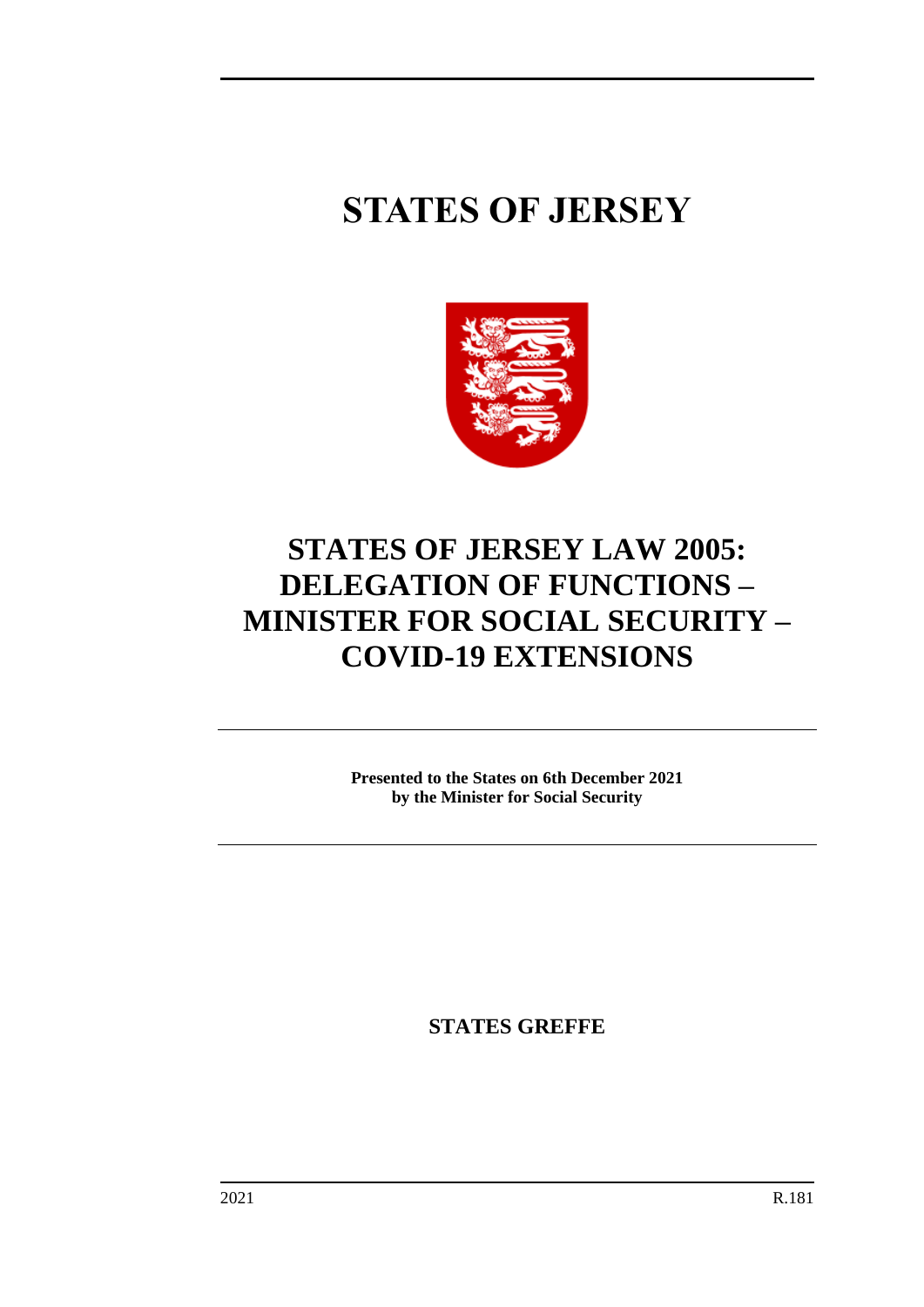# STATES OF JERSEY

## STATES OF JERSEY LAW 2005: DELEGATION OF FUNCTIONS – MINISTER FOR SOCIAL SECURITY – COVID-19 EXTENSIONS

**Presented to the States on 6th December 2021**
**by the Minister for Social Security**

**STATES GREFFE**

2021 R.181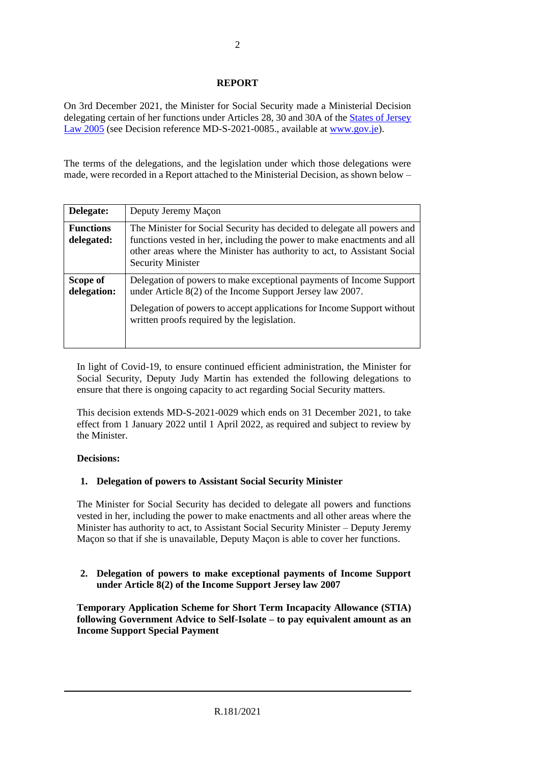## REPORT

On 3rd December 2021, the Minister for Social Security made a Ministerial Decision delegating certain of her functions under Articles 28, 30 and 30A of the [States of Jersey Law 2005](#) (see Decision reference MD-S-2021-0085., available at [www.gov.je](#)).

The terms of the delegations, and the legislation under which those delegations were made, were recorded in a Report attached to the Ministerial Decision, as shown below –

| **Delegate:** | Deputy Jeremy Maçon |
|---|---|
| **Functions delegated:** | The Minister for Social Security has decided to delegate all powers and functions vested in her, including the power to make enactments and all other areas where the Minister has authority to act, to Assistant Social Security Minister |
| **Scope of delegation:** | Delegation of powers to make exceptional payments of Income Support under Article 8(2) of the Income Support Jersey law 2007.<br><br>Delegation of powers to accept applications for Income Support without written proofs required by the legislation. |

In light of Covid-19, to ensure continued efficient administration, the Minister for Social Security, Deputy Judy Martin has extended the following delegations to ensure that there is ongoing capacity to act regarding Social Security matters.

This decision extends MD-S-2021-0029 which ends on 31 December 2021, to take effect from 1 January 2022 until 1 April 2022, as required and subject to review by the Minister.

**Decisions:**

**1. Delegation of powers to Assistant Social Security Minister**

The Minister for Social Security has decided to delegate all powers and functions vested in her, including the power to make enactments and all other areas where the Minister has authority to act, to Assistant Social Security Minister – Deputy Jeremy Maçon so that if she is unavailable, Deputy Maçon is able to cover her functions.

**2. Delegation of powers to make exceptional payments of Income Support under Article 8(2) of the Income Support Jersey law 2007**

**Temporary Application Scheme for Short Term Incapacity Allowance (STIA) following Government Advice to Self-Isolate – to pay equivalent amount as an Income Support Special Payment**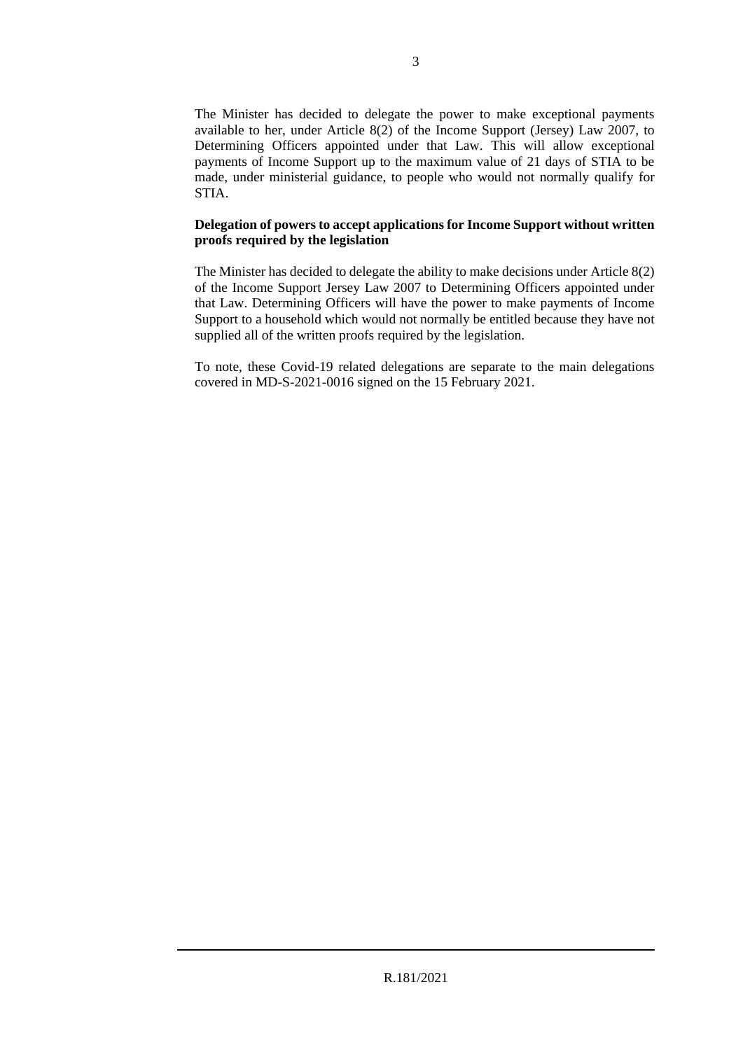The Minister has decided to delegate the power to make exceptional payments available to her, under Article 8(2) of the Income Support (Jersey) Law 2007, to Determining Officers appointed under that Law. This will allow exceptional payments of Income Support up to the maximum value of 21 days of STIA to be made, under ministerial guidance, to people who would not normally qualify for STIA.

**Delegation of powers to accept applications for Income Support without written proofs required by the legislation**

The Minister has decided to delegate the ability to make decisions under Article 8(2) of the Income Support Jersey Law 2007 to Determining Officers appointed under that Law. Determining Officers will have the power to make payments of Income Support to a household which would not normally be entitled because they have not supplied all of the written proofs required by the legislation.

To note, these Covid-19 related delegations are separate to the main delegations covered in MD-S-2021-0016 signed on the 15 February 2021.